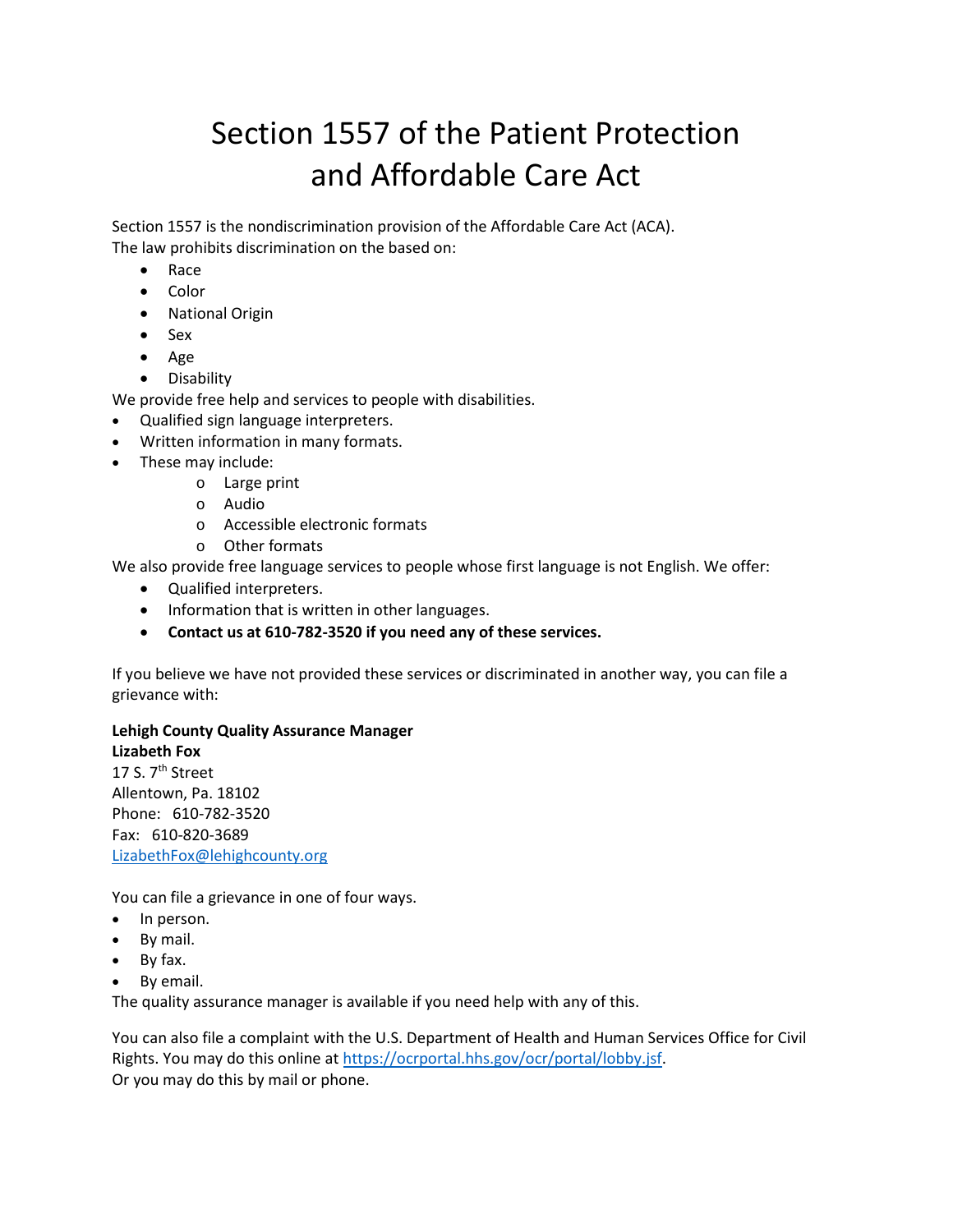# Section 1557 of the Patient Protection and Affordable Care Act

Section 1557 is the nondiscrimination provision of the Affordable Care Act (ACA).
The law prohibits discrimination on the based on:

- Race
- Color
- National Origin
- Sex
- Age
- Disability

We provide free help and services to people with disabilities.

- Qualified sign language interpreters.
- Written information in many formats.
- These may include:
  - Large print
  - Audio
  - Accessible electronic formats
  - Other formats

We also provide free language services to people whose first language is not English. We offer:

- Qualified interpreters.
- Information that is written in other languages.
- **Contact us at 610-782-3520 if you need any of these services.**

If you believe we have not provided these services or discriminated in another way, you can file a grievance with:

**Lehigh County Quality Assurance Manager**
**Lizabeth Fox**
17 S. 7th Street
Allentown, Pa. 18102
Phone: 610-782-3520
Fax: 610-820-3689
LizabethFox@lehighcounty.org

You can file a grievance in one of four ways.

- In person.
- By mail.
- By fax.
- By email.

The quality assurance manager is available if you need help with any of this.

You can also file a complaint with the U.S. Department of Health and Human Services Office for Civil Rights. You may do this online at https://ocrportal.hhs.gov/ocr/portal/lobby.jsf.
Or you may do this by mail or phone.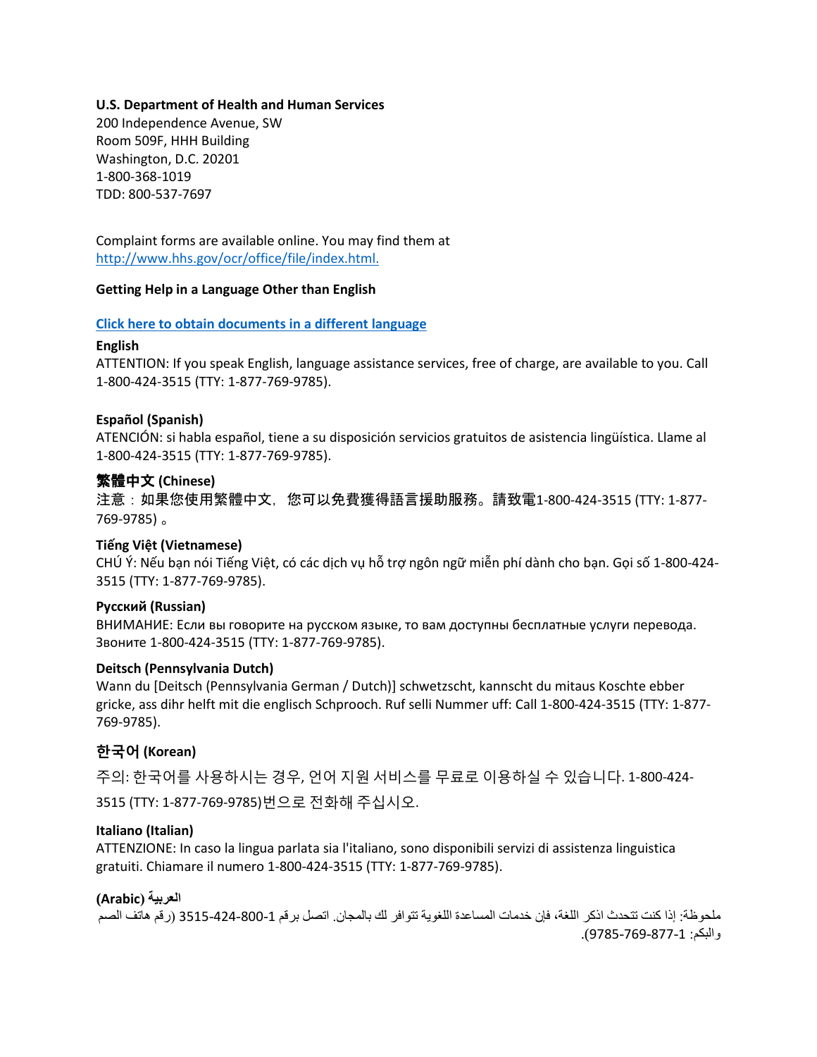**U.S. Department of Health and Human Services**
200 Independence Avenue, SW
Room 509F, HHH Building
Washington, D.C. 20201
1-800-368-1019
TDD: 800-537-7697

Complaint forms are available online. You may find them at [http://www.hhs.gov/ocr/office/file/index.html.](http://www.hhs.gov/ocr/office/file/index.html)

**Getting Help in a Language Other than English**

**Click here to obtain documents in a different language**

**English**
ATTENTION: If you speak English, language assistance services, free of charge, are available to you. Call 1-800-424-3515 (TTY: 1-877-769-9785).

**Español (Spanish)**
ATENCIÓN: si habla español, tiene a su disposición servicios gratuitos de asistencia lingüística. Llame al 1-800-424-3515 (TTY: 1-877-769-9785).

**繁體中文 (Chinese)**
注意：如果您使用繁體中文，您可以免費獲得語言援助服務。請致電1-800-424-3515 (TTY: 1-877-769-9785)。

**Tiếng Việt (Vietnamese)**
CHÚ Ý: Nếu bạn nói Tiếng Việt, có các dịch vụ hỗ trợ ngôn ngữ miễn phí dành cho bạn. Gọi số 1-800-424-3515 (TTY: 1-877-769-9785).

**Русский (Russian)**
ВНИМАНИЕ: Если вы говорите на русском языке, то вам доступны бесплатные услуги перевода. Звоните 1-800-424-3515 (TTY: 1-877-769-9785).

**Deitsch (Pennsylvania Dutch)**
Wann du [Deitsch (Pennsylvania German / Dutch)] schwetzscht, kannscht du mitaus Koschte ebber gricke, ass dihr helft mit die englisch Schprooch. Ruf selli Nummer uff: Call 1-800-424-3515 (TTY: 1-877-769-9785).

**한국어 (Korean)**
주의: 한국어를 사용하시는 경우, 언어 지원 서비스를 무료로 이용하실 수 있습니다. 1-800-424-3515 (TTY: 1-877-769-9785)번으로 전화해 주십시오.

**Italiano (Italian)**
ATTENZIONE: In caso la lingua parlata sia l'italiano, sono disponibili servizi di assistenza linguistica gratuiti. Chiamare il numero 1-800-424-3515 (TTY: 1-877-769-9785).

**العربية (Arabic)**
ملحوظة: إذا كنت تتحدث اذكر اللغة، فإن خدمات المساعدة اللغوية تتوافر لك بالمجان. اتصل برقم 1-800-424-3515 (رقم هاتف الصم والبكم: 1-877-769-9785).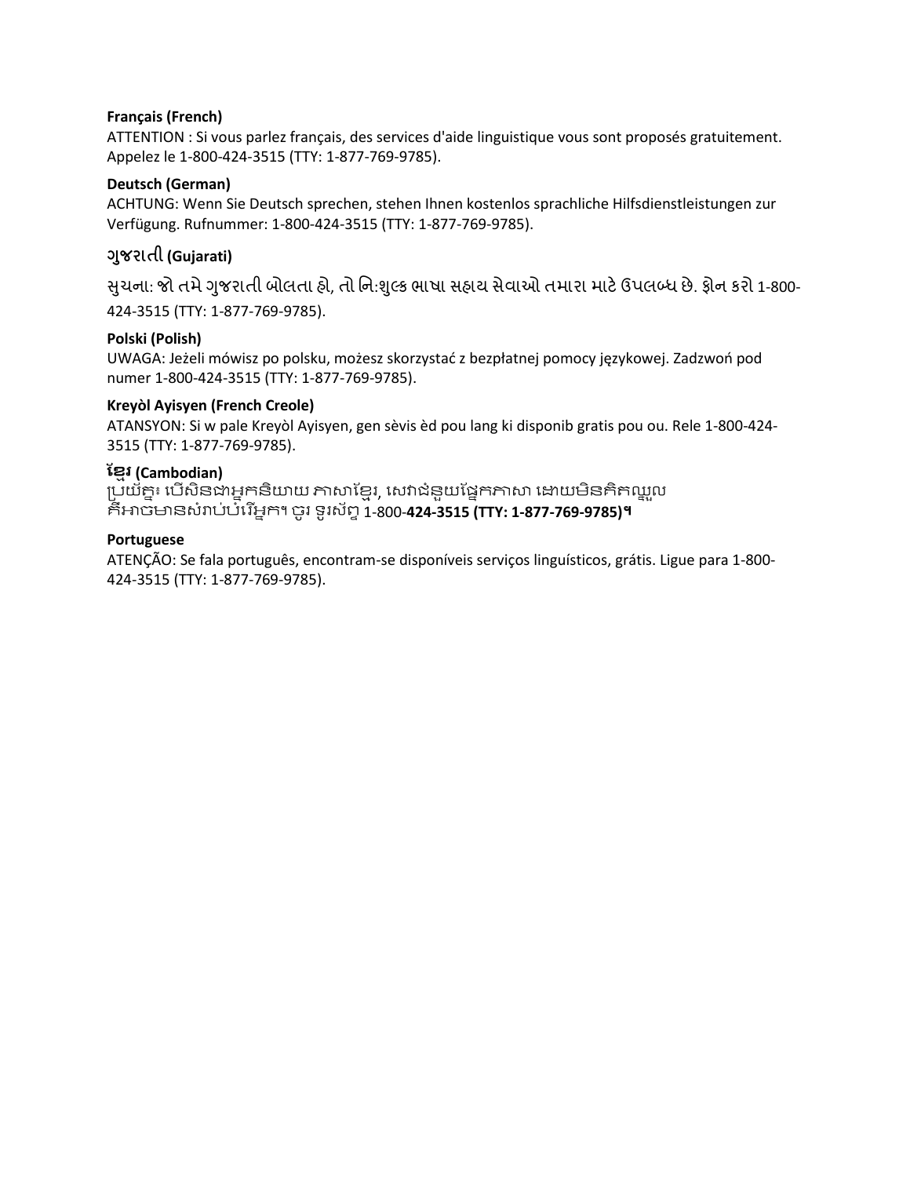**Français (French)**
ATTENTION : Si vous parlez français, des services d'aide linguistique vous sont proposés gratuitement. Appelez le 1-800-424-3515 (TTY: 1-877-769-9785).

**Deutsch (German)**
ACHTUNG: Wenn Sie Deutsch sprechen, stehen Ihnen kostenlos sprachliche Hilfsdienstleistungen zur Verfügung. Rufnummer: 1-800-424-3515 (TTY: 1-877-769-9785).

**ગુજરાતી (Gujarati)**
સુચના: જો તમે ગુજરાતી બોલતા હો, તો નિ:શુલ્ક ભાષા સહાય સેવાઓ તમારા માટે ઉપલબ્ધ છે. ફોન કરો 1-800-424-3515 (TTY: 1-877-769-9785).

**Polski (Polish)**
UWAGA: Jeżeli mówisz po polsku, możesz skorzystać z bezpłatnej pomocy językowej. Zadzwoń pod numer 1-800-424-3515 (TTY: 1-877-769-9785).

**Kreyòl Ayisyen (French Creole)**
ATANSYON: Si w pale Kreyòl Ayisyen, gen sèvis èd pou lang ki disponib gratis pou ou. Rele 1-800-424-3515 (TTY: 1-877-769-9785).

**ខ្មែរ (Cambodian)**
ប្រយ័ត្ន៖ បើសិនជាអ្នកនិយាយ ភាសាខ្មែរ, សេវាជំនួយផ្នែកភាសា ដោយមិនគិតឈ្នួល គឺអាចមានសំរាប់បំរើអ្នក។ ចូរ ទូរស័ព្ទ 1-800-**424-3515 (TTY: 1-877-769-9785)។**

**Portuguese**
ATENÇÃO: Se fala português, encontram-se disponíveis serviços linguísticos, grátis. Ligue para 1-800-424-3515 (TTY: 1-877-769-9785).